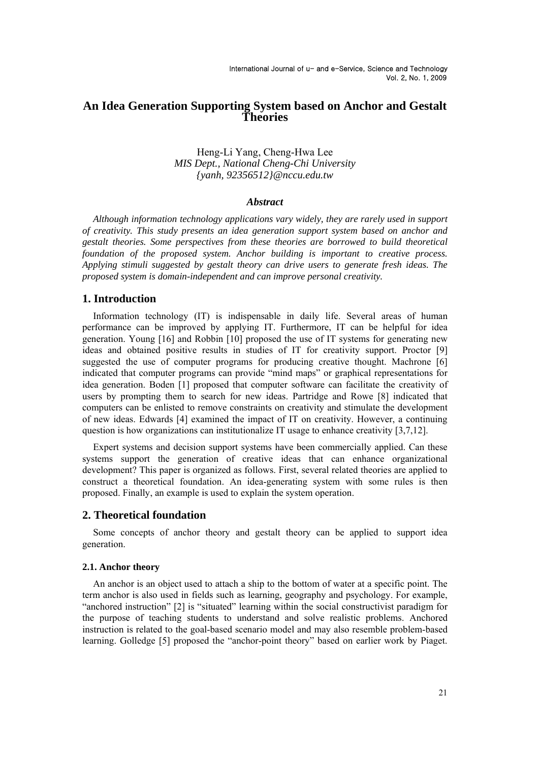# An Idea Generation Supporting System based on Anchor and Gestalt Theories

Heng-Li Yang, Cheng-Hwa Lee
*MIS Dept., National Cheng-Chi University*
*{yanh, 92356512}@nccu.edu.tw*

### *Abstract*

*Although information technology applications vary widely, they are rarely used in support of creativity. This study presents an idea generation support system based on anchor and gestalt theories. Some perspectives from these theories are borrowed to build theoretical foundation of the proposed system. Anchor building is important to creative process. Applying stimuli suggested by gestalt theory can drive users to generate fresh ideas. The proposed system is domain-independent and can improve personal creativity.*

## 1. Introduction

Information technology (IT) is indispensable in daily life. Several areas of human performance can be improved by applying IT. Furthermore, IT can be helpful for idea generation. Young [16] and Robbin [10] proposed the use of IT systems for generating new ideas and obtained positive results in studies of IT for creativity support. Proctor [9] suggested the use of computer programs for producing creative thought. Machrone [6] indicated that computer programs can provide "mind maps" or graphical representations for idea generation. Boden [1] proposed that computer software can facilitate the creativity of users by prompting them to search for new ideas. Partridge and Rowe [8] indicated that computers can be enlisted to remove constraints on creativity and stimulate the development of new ideas. Edwards [4] examined the impact of IT on creativity. However, a continuing question is how organizations can institutionalize IT usage to enhance creativity [3,7,12].

Expert systems and decision support systems have been commercially applied. Can these systems support the generation of creative ideas that can enhance organizational development? This paper is organized as follows. First, several related theories are applied to construct a theoretical foundation. An idea-generating system with some rules is then proposed. Finally, an example is used to explain the system operation.

## 2. Theoretical foundation

Some concepts of anchor theory and gestalt theory can be applied to support idea generation.

### 2.1. Anchor theory

An anchor is an object used to attach a ship to the bottom of water at a specific point. The term anchor is also used in fields such as learning, geography and psychology. For example, "anchored instruction" [2] is "situated" learning within the social constructivist paradigm for the purpose of teaching students to understand and solve realistic problems. Anchored instruction is related to the goal-based scenario model and may also resemble problem-based learning. Golledge [5] proposed the "anchor-point theory" based on earlier work by Piaget.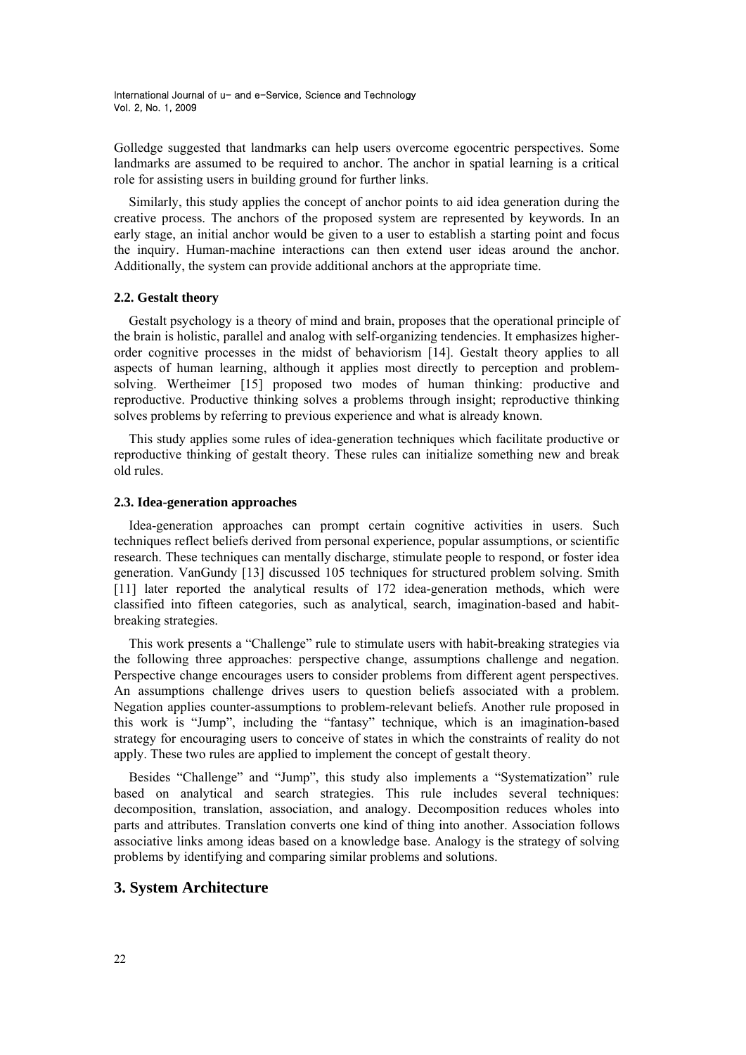Golledge suggested that landmarks can help users overcome egocentric perspectives. Some landmarks are assumed to be required to anchor. The anchor in spatial learning is a critical role for assisting users in building ground for further links.

Similarly, this study applies the concept of anchor points to aid idea generation during the creative process. The anchors of the proposed system are represented by keywords. In an early stage, an initial anchor would be given to a user to establish a starting point and focus the inquiry. Human-machine interactions can then extend user ideas around the anchor. Additionally, the system can provide additional anchors at the appropriate time.

### 2.2. Gestalt theory

Gestalt psychology is a theory of mind and brain, proposes that the operational principle of the brain is holistic, parallel and analog with self-organizing tendencies. It emphasizes higher-order cognitive processes in the midst of behaviorism [14]. Gestalt theory applies to all aspects of human learning, although it applies most directly to perception and problem-solving. Wertheimer [15] proposed two modes of human thinking: productive and reproductive. Productive thinking solves a problems through insight; reproductive thinking solves problems by referring to previous experience and what is already known.

This study applies some rules of idea-generation techniques which facilitate productive or reproductive thinking of gestalt theory. These rules can initialize something new and break old rules.

### 2.3. Idea-generation approaches

Idea-generation approaches can prompt certain cognitive activities in users. Such techniques reflect beliefs derived from personal experience, popular assumptions, or scientific research. These techniques can mentally discharge, stimulate people to respond, or foster idea generation. VanGundy [13] discussed 105 techniques for structured problem solving. Smith [11] later reported the analytical results of 172 idea-generation methods, which were classified into fifteen categories, such as analytical, search, imagination-based and habit-breaking strategies.

This work presents a "Challenge" rule to stimulate users with habit-breaking strategies via the following three approaches: perspective change, assumptions challenge and negation. Perspective change encourages users to consider problems from different agent perspectives. An assumptions challenge drives users to question beliefs associated with a problem. Negation applies counter-assumptions to problem-relevant beliefs. Another rule proposed in this work is "Jump", including the "fantasy" technique, which is an imagination-based strategy for encouraging users to conceive of states in which the constraints of reality do not apply. These two rules are applied to implement the concept of gestalt theory.

Besides "Challenge" and "Jump", this study also implements a "Systematization" rule based on analytical and search strategies. This rule includes several techniques: decomposition, translation, association, and analogy. Decomposition reduces wholes into parts and attributes. Translation converts one kind of thing into another. Association follows associative links among ideas based on a knowledge base. Analogy is the strategy of solving problems by identifying and comparing similar problems and solutions.

## 3. System Architecture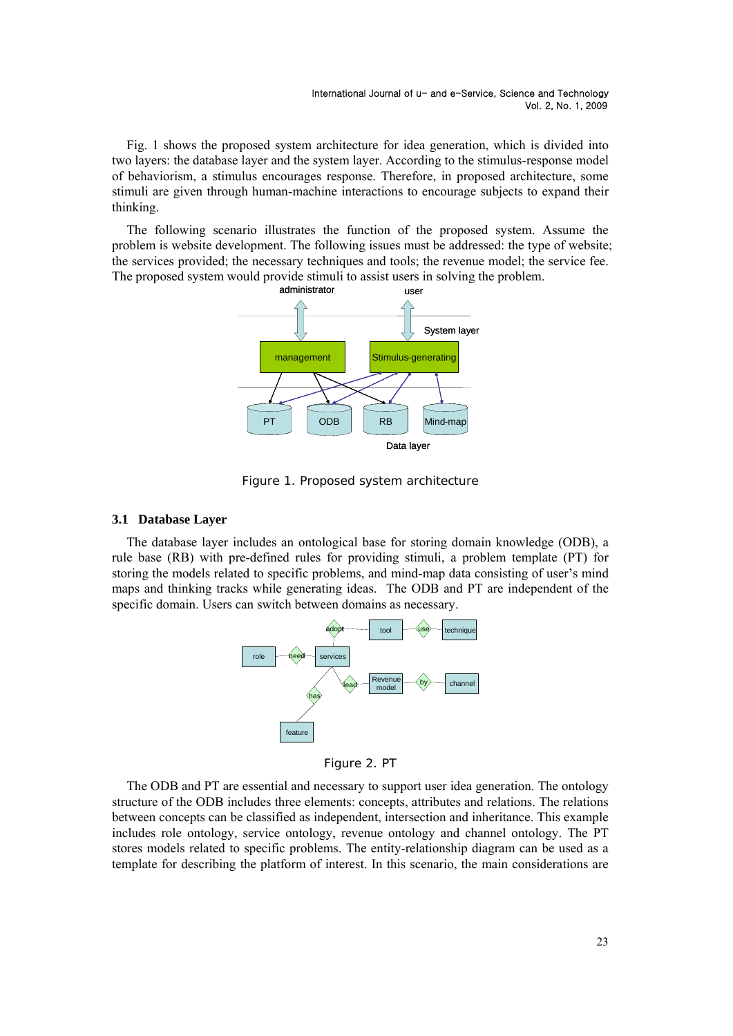Fig. 1 shows the proposed system architecture for idea generation, which is divided into two layers: the database layer and the system layer. According to the stimulus-response model of behaviorism, a stimulus encourages response. Therefore, in proposed architecture, some stimuli are given through human-machine interactions to encourage subjects to expand their thinking.

The following scenario illustrates the function of the proposed system. Assume the problem is website development. The following issues must be addressed: the type of website; the services provided; the necessary techniques and tools; the revenue model; the service fee. The proposed system would provide stimuli to assist users in solving the problem.

Figure 1. Proposed system architecture

### 3.1 Database Layer

The database layer includes an ontological base for storing domain knowledge (ODB), a rule base (RB) with pre-defined rules for providing stimuli, a problem template (PT) for storing the models related to specific problems, and mind-map data consisting of user's mind maps and thinking tracks while generating ideas. The ODB and PT are independent of the specific domain. Users can switch between domains as necessary.

Figure 2. PT

The ODB and PT are essential and necessary to support user idea generation. The ontology structure of the ODB includes three elements: concepts, attributes and relations. The relations between concepts can be classified as independent, intersection and inheritance. This example includes role ontology, service ontology, revenue ontology and channel ontology. The PT stores models related to specific problems. The entity-relationship diagram can be used as a template for describing the platform of interest. In this scenario, the main considerations are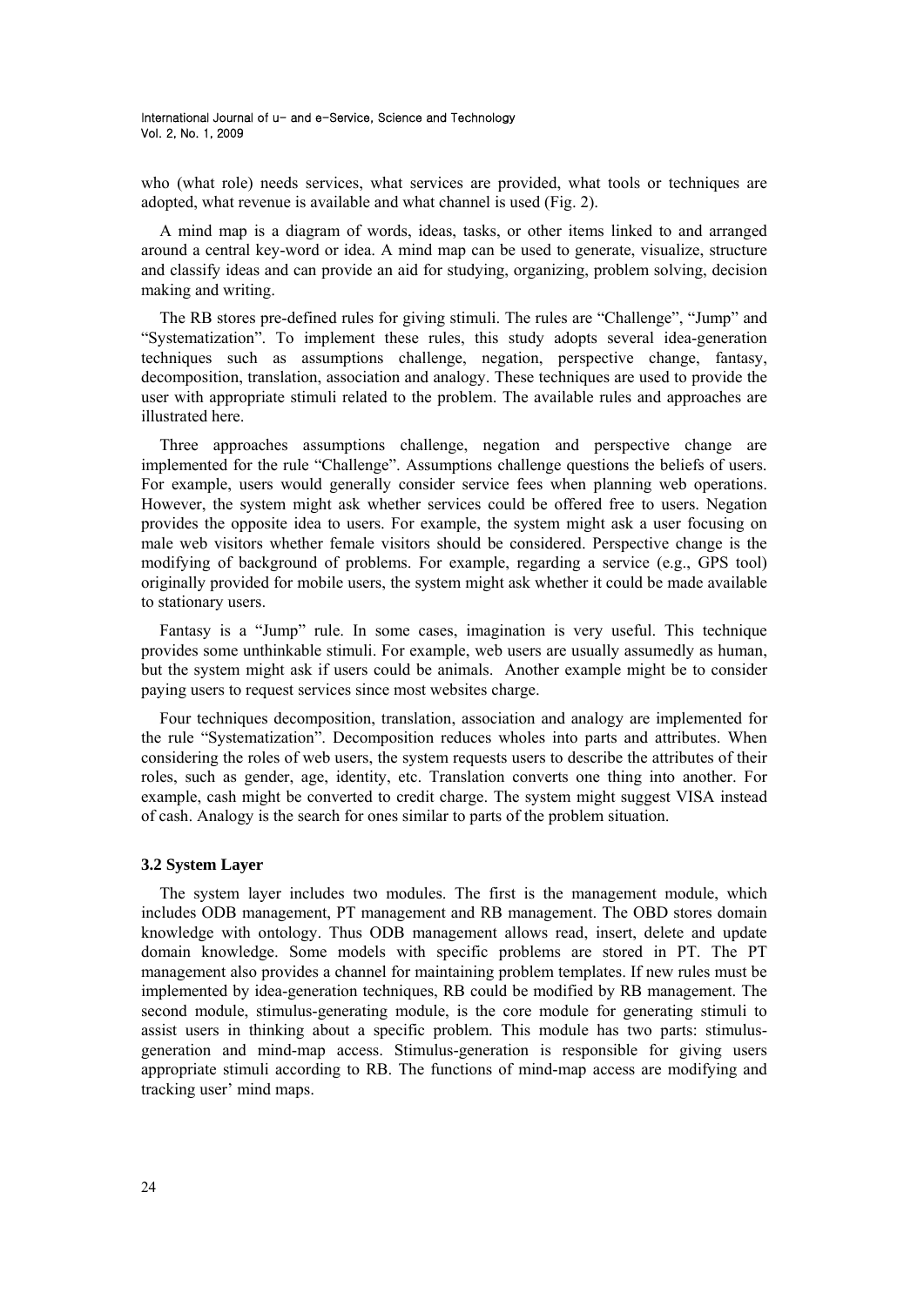who (what role) needs services, what services are provided, what tools or techniques are adopted, what revenue is available and what channel is used (Fig. 2).

A mind map is a diagram of words, ideas, tasks, or other items linked to and arranged around a central key-word or idea. A mind map can be used to generate, visualize, structure and classify ideas and can provide an aid for studying, organizing, problem solving, decision making and writing.

The RB stores pre-defined rules for giving stimuli. The rules are "Challenge", "Jump" and "Systematization". To implement these rules, this study adopts several idea-generation techniques such as assumptions challenge, negation, perspective change, fantasy, decomposition, translation, association and analogy. These techniques are used to provide the user with appropriate stimuli related to the problem. The available rules and approaches are illustrated here.

Three approaches assumptions challenge, negation and perspective change are implemented for the rule "Challenge". Assumptions challenge questions the beliefs of users. For example, users would generally consider service fees when planning web operations. However, the system might ask whether services could be offered free to users. Negation provides the opposite idea to users. For example, the system might ask a user focusing on male web visitors whether female visitors should be considered. Perspective change is the modifying of background of problems. For example, regarding a service (e.g., GPS tool) originally provided for mobile users, the system might ask whether it could be made available to stationary users.

Fantasy is a "Jump" rule. In some cases, imagination is very useful. This technique provides some unthinkable stimuli. For example, web users are usually assumedly as human, but the system might ask if users could be animals. Another example might be to consider paying users to request services since most websites charge.

Four techniques decomposition, translation, association and analogy are implemented for the rule "Systematization". Decomposition reduces wholes into parts and attributes. When considering the roles of web users, the system requests users to describe the attributes of their roles, such as gender, age, identity, etc. Translation converts one thing into another. For example, cash might be converted to credit charge. The system might suggest VISA instead of cash. Analogy is the search for ones similar to parts of the problem situation.

### 3.2 System Layer

The system layer includes two modules. The first is the management module, which includes ODB management, PT management and RB management. The OBD stores domain knowledge with ontology. Thus ODB management allows read, insert, delete and update domain knowledge. Some models with specific problems are stored in PT. The PT management also provides a channel for maintaining problem templates. If new rules must be implemented by idea-generation techniques, RB could be modified by RB management. The second module, stimulus-generating module, is the core module for generating stimuli to assist users in thinking about a specific problem. This module has two parts: stimulus-generation and mind-map access. Stimulus-generation is responsible for giving users appropriate stimuli according to RB. The functions of mind-map access are modifying and tracking user' mind maps.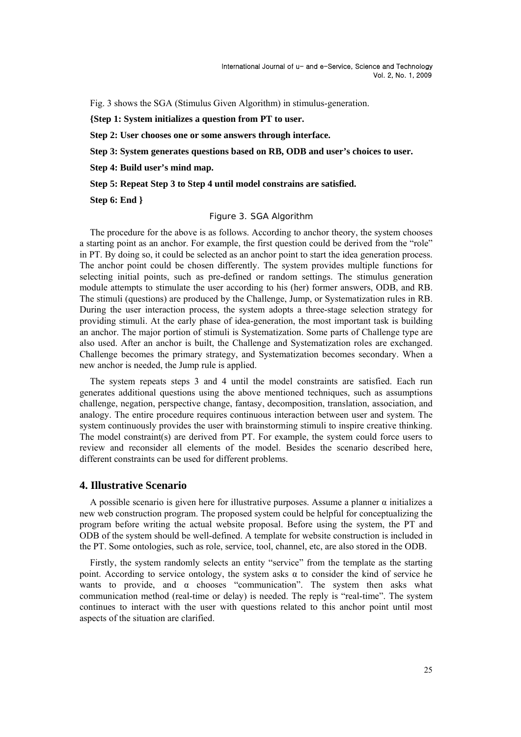Fig. 3 shows the SGA (Stimulus Given Algorithm) in stimulus-generation.

**{Step 1: System initializes a question from PT to user.**

**Step 2: User chooses one or some answers through interface.**

**Step 3: System generates questions based on RB, ODB and user's choices to user.**

**Step 4: Build user's mind map.**

**Step 5: Repeat Step 3 to Step 4 until model constrains are satisfied.**

**Step 6: End }**

Figure 3. SGA Algorithm

The procedure for the above is as follows. According to anchor theory, the system chooses a starting point as an anchor. For example, the first question could be derived from the "role" in PT. By doing so, it could be selected as an anchor point to start the idea generation process. The anchor point could be chosen differently. The system provides multiple functions for selecting initial points, such as pre-defined or random settings. The stimulus generation module attempts to stimulate the user according to his (her) former answers, ODB, and RB. The stimuli (questions) are produced by the Challenge, Jump, or Systematization rules in RB. During the user interaction process, the system adopts a three-stage selection strategy for providing stimuli. At the early phase of idea-generation, the most important task is building an anchor. The major portion of stimuli is Systematization. Some parts of Challenge type are also used. After an anchor is built, the Challenge and Systematization roles are exchanged. Challenge becomes the primary strategy, and Systematization becomes secondary. When a new anchor is needed, the Jump rule is applied.

The system repeats steps 3 and 4 until the model constraints are satisfied. Each run generates additional questions using the above mentioned techniques, such as assumptions challenge, negation, perspective change, fantasy, decomposition, translation, association, and analogy. The entire procedure requires continuous interaction between user and system. The system continuously provides the user with brainstorming stimuli to inspire creative thinking. The model constraint(s) are derived from PT. For example, the system could force users to review and reconsider all elements of the model. Besides the scenario described here, different constraints can be used for different problems.

## 4. Illustrative Scenario

A possible scenario is given here for illustrative purposes. Assume a planner α initializes a new web construction program. The proposed system could be helpful for conceptualizing the program before writing the actual website proposal. Before using the system, the PT and ODB of the system should be well-defined. A template for website construction is included in the PT. Some ontologies, such as role, service, tool, channel, etc, are also stored in the ODB.

Firstly, the system randomly selects an entity "service" from the template as the starting point. According to service ontology, the system asks α to consider the kind of service he wants to provide, and α chooses "communication". The system then asks what communication method (real-time or delay) is needed. The reply is "real-time". The system continues to interact with the user with questions related to this anchor point until most aspects of the situation are clarified.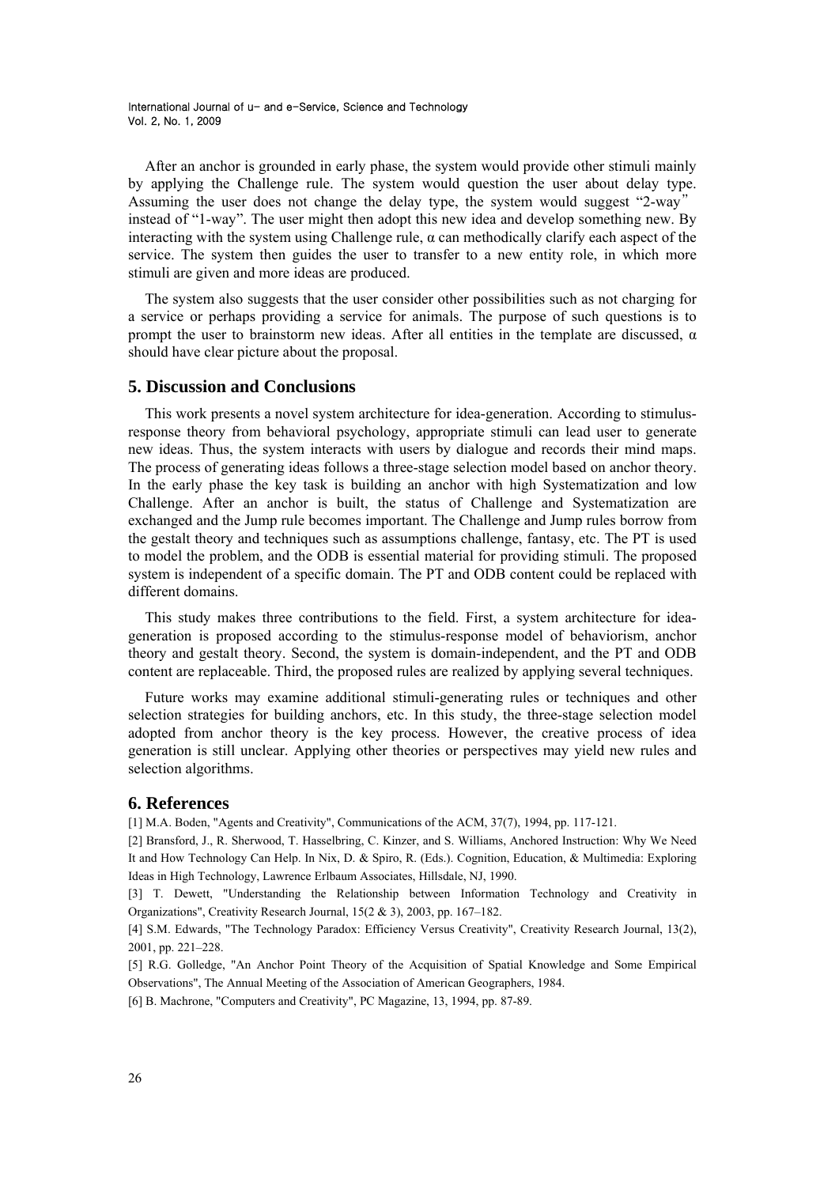After an anchor is grounded in early phase, the system would provide other stimuli mainly by applying the Challenge rule. The system would question the user about delay type. Assuming the user does not change the delay type, the system would suggest "2-way" instead of "1-way". The user might then adopt this new idea and develop something new. By interacting with the system using Challenge rule, α can methodically clarify each aspect of the service. The system then guides the user to transfer to a new entity role, in which more stimuli are given and more ideas are produced.

The system also suggests that the user consider other possibilities such as not charging for a service or perhaps providing a service for animals. The purpose of such questions is to prompt the user to brainstorm new ideas. After all entities in the template are discussed, α should have clear picture about the proposal.

## 5. Discussion and Conclusions

This work presents a novel system architecture for idea-generation. According to stimulus-response theory from behavioral psychology, appropriate stimuli can lead user to generate new ideas. Thus, the system interacts with users by dialogue and records their mind maps. The process of generating ideas follows a three-stage selection model based on anchor theory. In the early phase the key task is building an anchor with high Systematization and low Challenge. After an anchor is built, the status of Challenge and Systematization are exchanged and the Jump rule becomes important. The Challenge and Jump rules borrow from the gestalt theory and techniques such as assumptions challenge, fantasy, etc. The PT is used to model the problem, and the ODB is essential material for providing stimuli. The proposed system is independent of a specific domain. The PT and ODB content could be replaced with different domains.

This study makes three contributions to the field. First, a system architecture for idea-generation is proposed according to the stimulus-response model of behaviorism, anchor theory and gestalt theory. Second, the system is domain-independent, and the PT and ODB content are replaceable. Third, the proposed rules are realized by applying several techniques.

Future works may examine additional stimuli-generating rules or techniques and other selection strategies for building anchors, etc. In this study, the three-stage selection model adopted from anchor theory is the key process. However, the creative process of idea generation is still unclear. Applying other theories or perspectives may yield new rules and selection algorithms.

## 6. References

[1] M.A. Boden, "Agents and Creativity", Communications of the ACM, 37(7), 1994, pp. 117-121.

[2] Bransford, J., R. Sherwood, T. Hasselbring, C. Kinzer, and S. Williams, Anchored Instruction: Why We Need It and How Technology Can Help. In Nix, D. & Spiro, R. (Eds.). Cognition, Education, & Multimedia: Exploring Ideas in High Technology, Lawrence Erlbaum Associates, Hillsdale, NJ, 1990.

[3] T. Dewett, "Understanding the Relationship between Information Technology and Creativity in Organizations", Creativity Research Journal, 15(2 & 3), 2003, pp. 167–182.

[4] S.M. Edwards, "The Technology Paradox: Efficiency Versus Creativity", Creativity Research Journal, 13(2), 2001, pp. 221–228.

[5] R.G. Golledge, "An Anchor Point Theory of the Acquisition of Spatial Knowledge and Some Empirical Observations", The Annual Meeting of the Association of American Geographers, 1984.

[6] B. Machrone, "Computers and Creativity", PC Magazine, 13, 1994, pp. 87-89.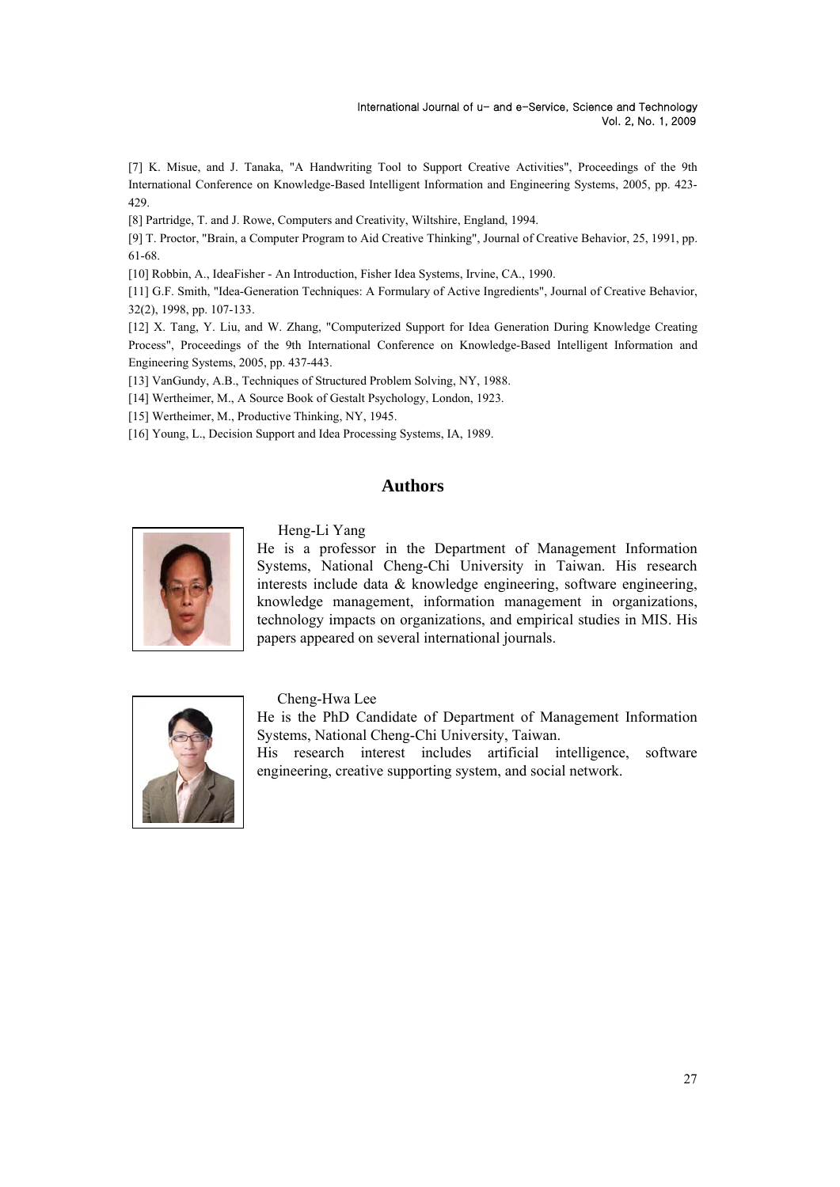[7] K. Misue, and J. Tanaka, "A Handwriting Tool to Support Creative Activities", Proceedings of the 9th International Conference on Knowledge-Based Intelligent Information and Engineering Systems, 2005, pp. 423-429.

[8] Partridge, T. and J. Rowe, Computers and Creativity, Wiltshire, England, 1994.

[9] T. Proctor, "Brain, a Computer Program to Aid Creative Thinking", Journal of Creative Behavior, 25, 1991, pp. 61-68.

[10] Robbin, A., IdeaFisher - An Introduction, Fisher Idea Systems, Irvine, CA., 1990.

[11] G.F. Smith, "Idea-Generation Techniques: A Formulary of Active Ingredients", Journal of Creative Behavior, 32(2), 1998, pp. 107-133.

[12] X. Tang, Y. Liu, and W. Zhang, "Computerized Support for Idea Generation During Knowledge Creating Process", Proceedings of the 9th International Conference on Knowledge-Based Intelligent Information and Engineering Systems, 2005, pp. 437-443.

[13] VanGundy, A.B., Techniques of Structured Problem Solving, NY, 1988.

[14] Wertheimer, M., A Source Book of Gestalt Psychology, London, 1923.

[15] Wertheimer, M., Productive Thinking, NY, 1945.

[16] Young, L., Decision Support and Idea Processing Systems, IA, 1989.

## Authors

Heng-Li Yang

He is a professor in the Department of Management Information Systems, National Cheng-Chi University in Taiwan. His research interests include data & knowledge engineering, software engineering, knowledge management, information management in organizations, technology impacts on organizations, and empirical studies in MIS. His papers appeared on several international journals.

Cheng-Hwa Lee

He is the PhD Candidate of Department of Management Information Systems, National Cheng-Chi University, Taiwan.

His research interest includes artificial intelligence, software engineering, creative supporting system, and social network.